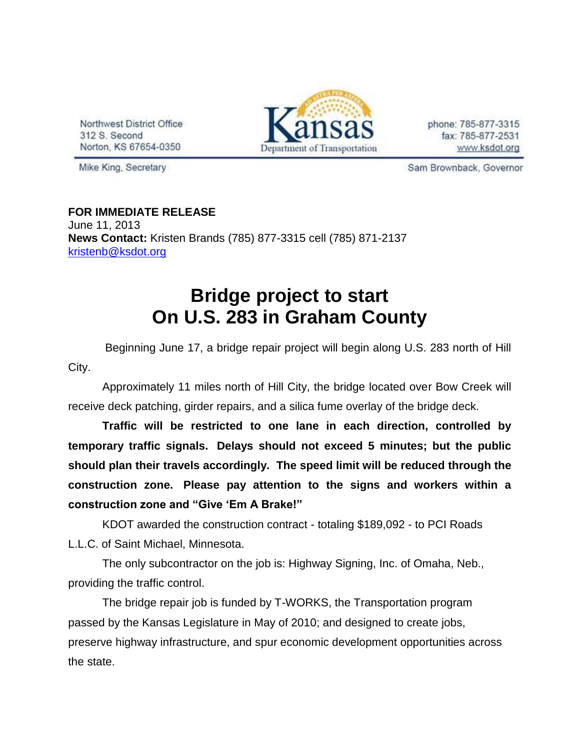Northwest District Office
312 S. Second
Norton, KS 67654-0350

Kansas
Department of Transportation

phone: 785-877-3315
fax: 785-877-2531
www.ksdot.org

Mike King, Secretary

Sam Brownback, Governor

**FOR IMMEDIATE RELEASE**
June 11, 2013
**News Contact:** Kristen Brands (785) 877-3315 cell (785) 871-2137
kristenb@ksdot.org

# Bridge project to start On U.S. 283 in Graham County

Beginning June 17, a bridge repair project will begin along U.S. 283 north of Hill City.

Approximately 11 miles north of Hill City, the bridge located over Bow Creek will receive deck patching, girder repairs, and a silica fume overlay of the bridge deck.

**Traffic will be restricted to one lane in each direction, controlled by temporary traffic signals. Delays should not exceed 5 minutes; but the public should plan their travels accordingly. The speed limit will be reduced through the construction zone. Please pay attention to the signs and workers within a construction zone and "Give 'Em A Brake!"**

KDOT awarded the construction contract - totaling $189,092 - to PCI Roads L.L.C. of Saint Michael, Minnesota.

The only subcontractor on the job is: Highway Signing, Inc. of Omaha, Neb., providing the traffic control.

The bridge repair job is funded by T-WORKS, the Transportation program passed by the Kansas Legislature in May of 2010; and designed to create jobs, preserve highway infrastructure, and spur economic development opportunities across the state.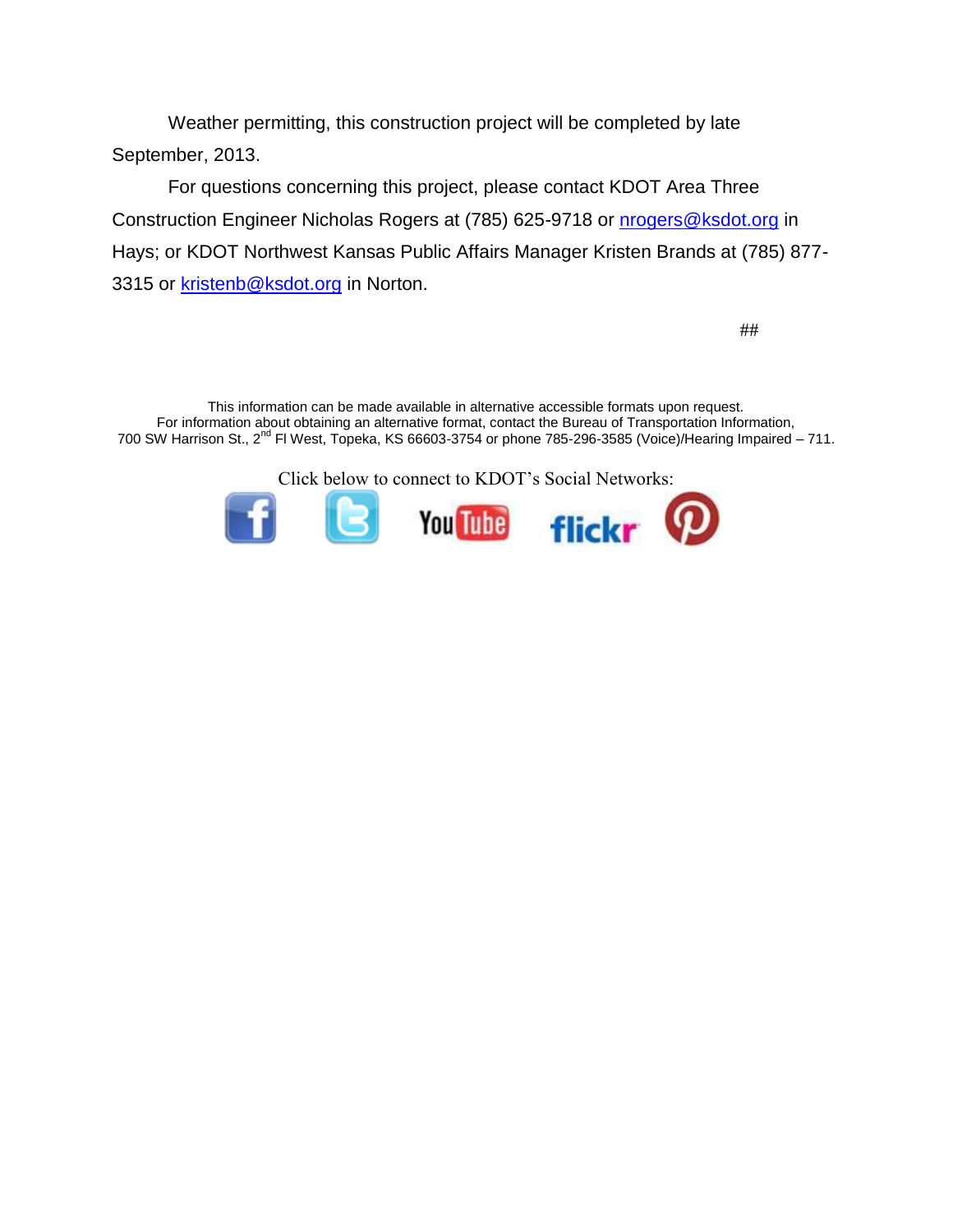Weather permitting, this construction project will be completed by late September, 2013.

For questions concerning this project, please contact KDOT Area Three Construction Engineer Nicholas Rogers at (785) 625-9718 or nrogers@ksdot.org in Hays; or KDOT Northwest Kansas Public Affairs Manager Kristen Brands at (785) 877-3315 or kristenb@ksdot.org in Norton.

##

This information can be made available in alternative accessible formats upon request.
For information about obtaining an alternative format, contact the Bureau of Transportation Information,
700 SW Harrison St., 2nd Fl West, Topeka, KS 66603-3754 or phone 785-296-3585 (Voice)/Hearing Impaired – 711.

Click below to connect to KDOT's Social Networks: